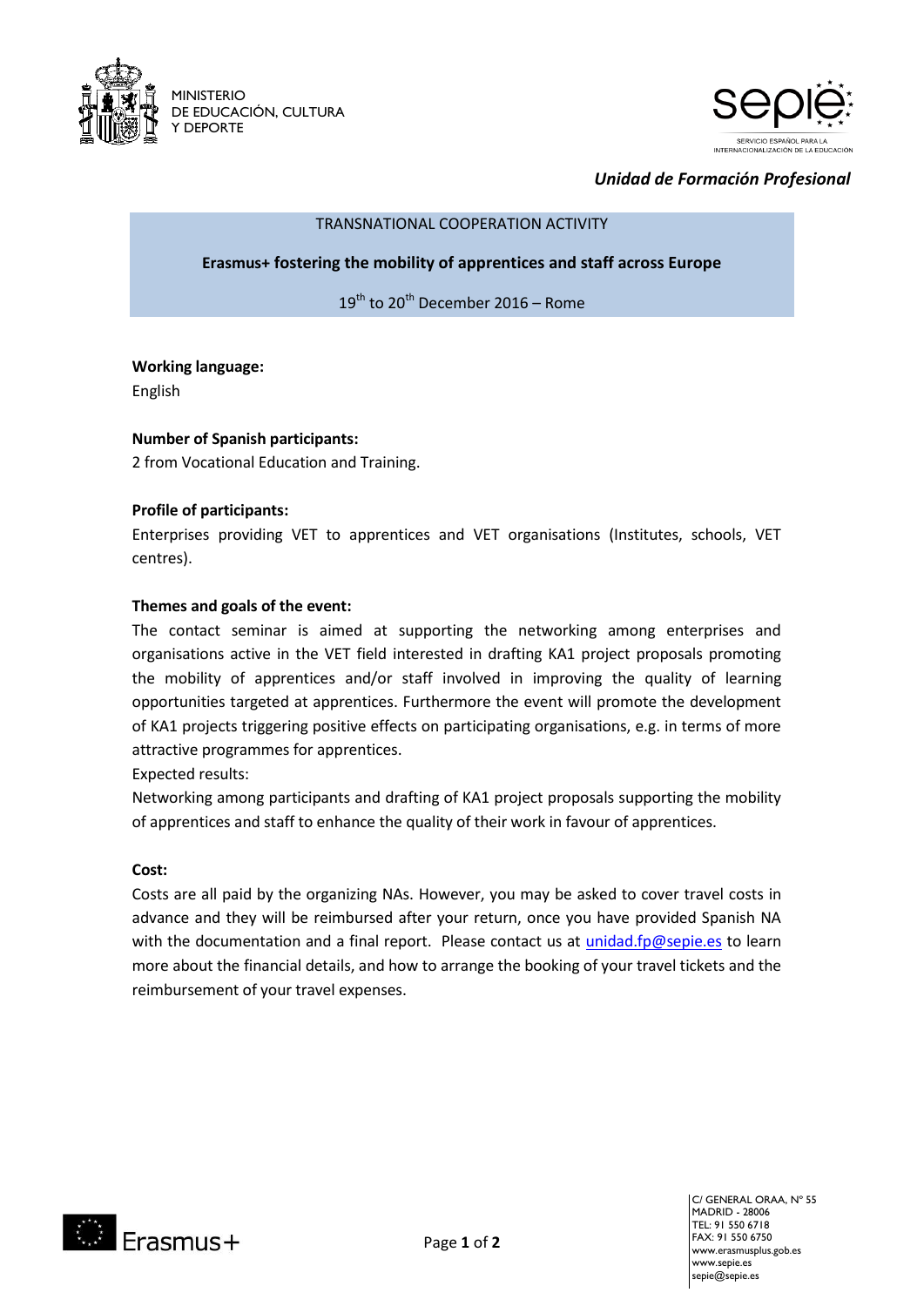MINISTERIO
DE EDUCACIÓN, CULTURA
Y DEPORTE

SERVICIO ESPAÑOL PARA LA INTERNACIONALIZACIÓN DE LA EDUCACIÓN

*Unidad de Formación Profesional*

TRANSNATIONAL COOPERATION ACTIVITY

**Erasmus+ fostering the mobility of apprentices and staff across Europe**

19th to 20th December 2016 – Rome

**Working language:**
English

**Number of Spanish participants:**
2 from Vocational Education and Training.

**Profile of participants:**
Enterprises providing VET to apprentices and VET organisations (Institutes, schools, VET centres).

**Themes and goals of the event:**
The contact seminar is aimed at supporting the networking among enterprises and organisations active in the VET field interested in drafting KA1 project proposals promoting the mobility of apprentices and/or staff involved in improving the quality of learning opportunities targeted at apprentices. Furthermore the event will promote the development of KA1 projects triggering positive effects on participating organisations, e.g. in terms of more attractive programmes for apprentices.

Expected results:

Networking among participants and drafting of KA1 project proposals supporting the mobility of apprentices and staff to enhance the quality of their work in favour of apprentices.

**Cost:**
Costs are all paid by the organizing NAs. However, you may be asked to cover travel costs in advance and they will be reimbursed after your return, once you have provided Spanish NA with the documentation and a final report. Please contact us at unidad.fp@sepie.es to learn more about the financial details, and how to arrange the booking of your travel tickets and the reimbursement of your travel expenses.

C/ GENERAL ORAA, Nº 55
MADRID - 28006
TEL: 91 550 6718
FAX: 91 550 6750
www.erasmusplus.gob.es
www.sepie.es
sepie@sepie.es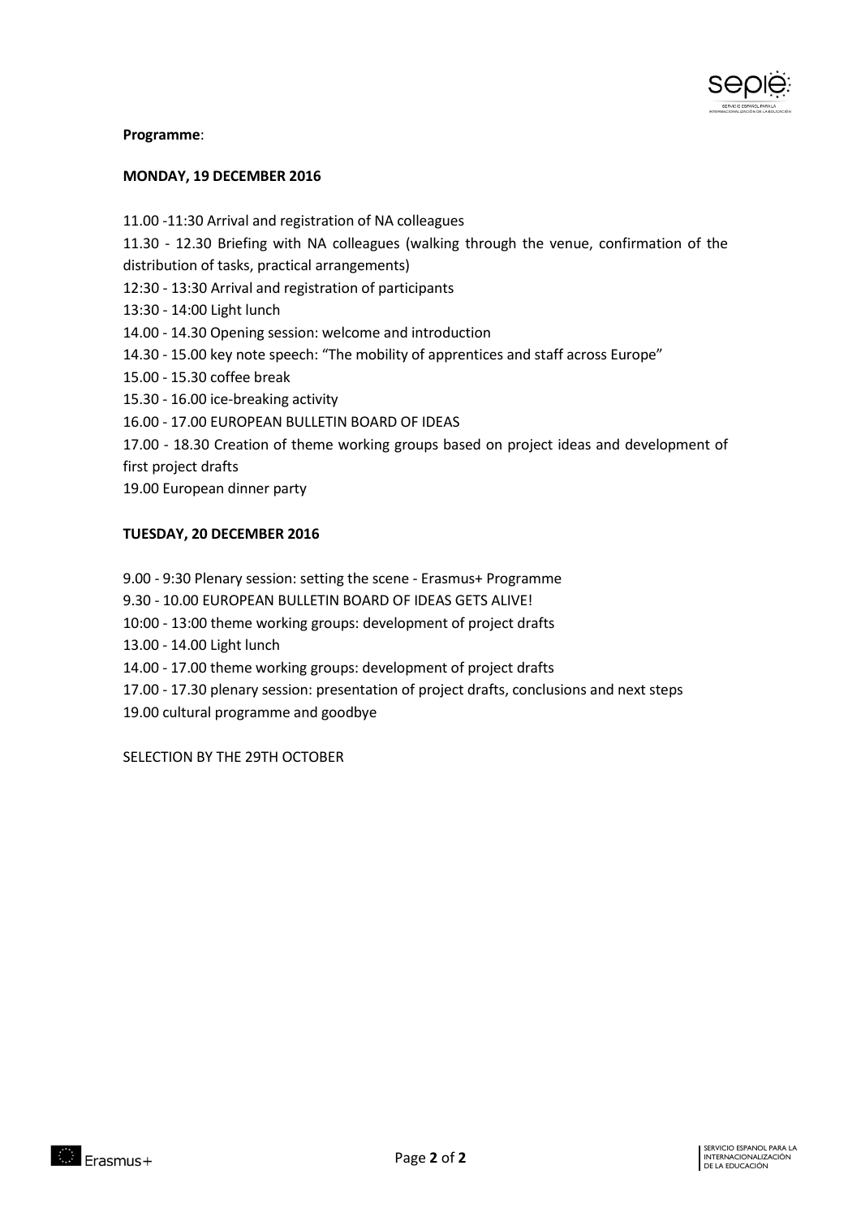**Programme**:

**MONDAY, 19 DECEMBER 2016**

11.00 -11:30 Arrival and registration of NA colleagues

11.30 - 12.30 Briefing with NA colleagues (walking through the venue, confirmation of the distribution of tasks, practical arrangements)

12:30 - 13:30 Arrival and registration of participants

13:30 - 14:00 Light lunch

14.00 - 14.30 Opening session: welcome and introduction

14.30 - 15.00 key note speech: "The mobility of apprentices and staff across Europe"

15.00 - 15.30 coffee break

15.30 - 16.00 ice-breaking activity

16.00 - 17.00 EUROPEAN BULLETIN BOARD OF IDEAS

17.00 - 18.30 Creation of theme working groups based on project ideas and development of first project drafts

19.00 European dinner party

**TUESDAY, 20 DECEMBER 2016**

9.00 - 9:30 Plenary session: setting the scene - Erasmus+ Programme

9.30 - 10.00 EUROPEAN BULLETIN BOARD OF IDEAS GETS ALIVE!

10:00 - 13:00 theme working groups: development of project drafts

13.00 - 14.00 Light lunch

14.00 - 17.00 theme working groups: development of project drafts

17.00 - 17.30 plenary session: presentation of project drafts, conclusions and next steps

19.00 cultural programme and goodbye

SELECTION BY THE 29TH OCTOBER